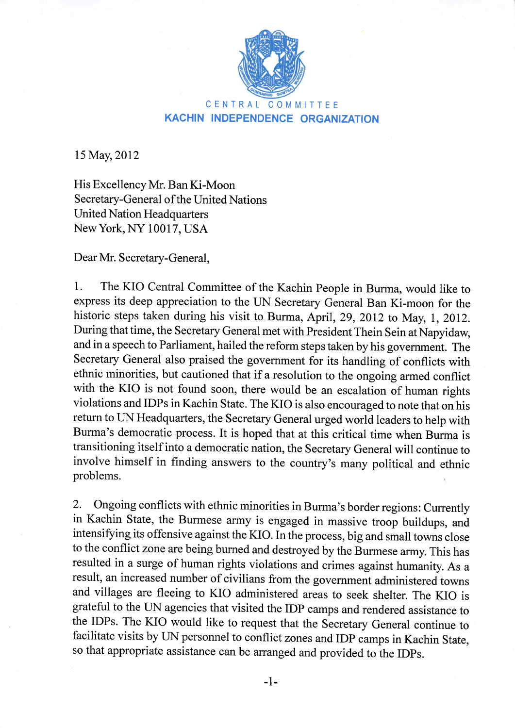CENTRAL COMMITTEE

**KACHIN INDEPENDENCE ORGANIZATION**

15 May, 2012

His Excellency Mr. Ban Ki-Moon
Secretary-General of the United Nations
United Nation Headquarters
New York, NY 10017, USA

Dear Mr. Secretary-General,

1. The KIO Central Committee of the Kachin People in Burma, would like to express its deep appreciation to the UN Secretary General Ban Ki-moon for the historic steps taken during his visit to Burma, April, 29, 2012 to May, 1, 2012. During that time, the Secretary General met with President Thein Sein at Napyidaw, and in a speech to Parliament, hailed the reform steps taken by his government. The Secretary General also praised the government for its handling of conflicts with ethnic minorities, but cautioned that if a resolution to the ongoing armed conflict with the KIO is not found soon, there would be an escalation of human rights violations and IDPs in Kachin State. The KIO is also encouraged to note that on his return to UN Headquarters, the Secretary General urged world leaders to help with Burma's democratic process. It is hoped that at this critical time when Burma is transitioning itself into a democratic nation, the Secretary General will continue to involve himself in finding answers to the country's many political and ethnic problems.

2. Ongoing conflicts with ethnic minorities in Burma's border regions: Currently in Kachin State, the Burmese army is engaged in massive troop buildups, and intensifying its offensive against the KIO. In the process, big and small towns close to the conflict zone are being burned and destroyed by the Burmese army. This has resulted in a surge of human rights violations and crimes against humanity. As a result, an increased number of civilians from the government administered towns and villages are fleeing to KIO administered areas to seek shelter. The KIO is grateful to the UN agencies that visited the IDP camps and rendered assistance to the IDPs. The KIO would like to request that the Secretary General continue to facilitate visits by UN personnel to conflict zones and IDP camps in Kachin State, so that appropriate assistance can be arranged and provided to the IDPs.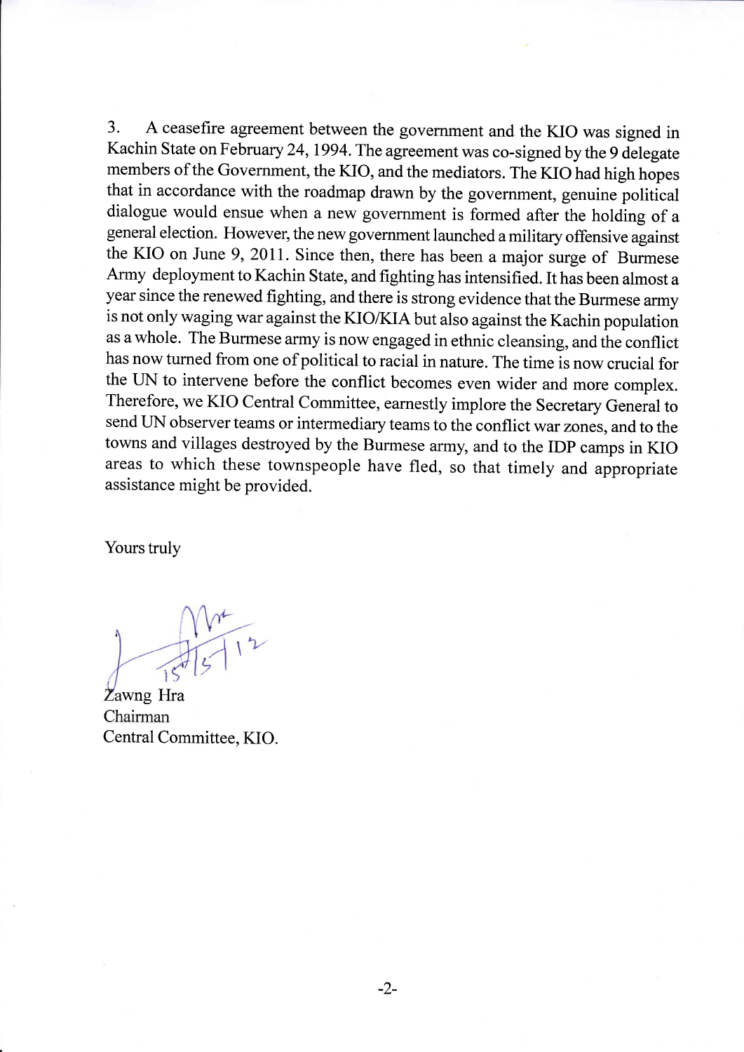3. A ceasefire agreement between the government and the KIO was signed in Kachin State on February 24, 1994. The agreement was co-signed by the 9 delegate members of the Government, the KIO, and the mediators. The KIO had high hopes that in accordance with the roadmap drawn by the government, genuine political dialogue would ensue when a new government is formed after the holding of a general election. However, the new government launched a military offensive against the KIO on June 9, 2011. Since then, there has been a major surge of Burmese Army deployment to Kachin State, and fighting has intensified. It has been almost a year since the renewed fighting, and there is strong evidence that the Burmese army is not only waging war against the KIO/KIA but also against the Kachin population as a whole. The Burmese army is now engaged in ethnic cleansing, and the conflict has now turned from one of political to racial in nature. The time is now crucial for the UN to intervene before the conflict becomes even wider and more complex. Therefore, we KIO Central Committee, earnestly implore the Secretary General to send UN observer teams or intermediary teams to the conflict war zones, and to the towns and villages destroyed by the Burmese army, and to the IDP camps in KIO areas to which these townspeople have fled, so that timely and appropriate assistance might be provided.

Yours truly

15/5/12

Zawng Hra
Chairman
Central Committee, KIO.